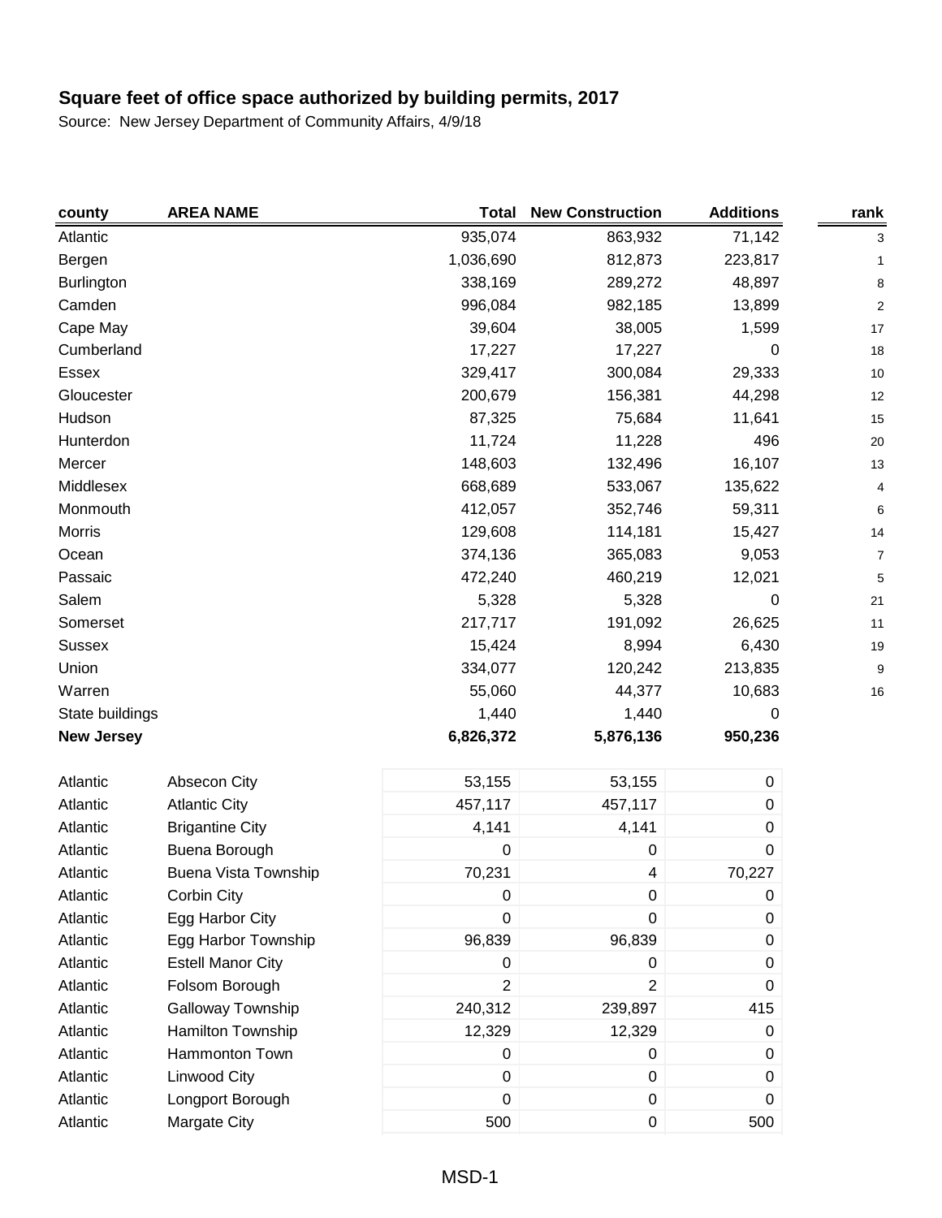# Square feet of office space authorized by building permits, 2017

Source: New Jersey Department of Community Affairs, 4/9/18

| county | AREA NAME | Total | New Construction | Additions | rank |
|---|---|---|---|---|---|
| Atlantic | | 935,074 | 863,932 | 71,142 | 3 |
| Bergen | | 1,036,690 | 812,873 | 223,817 | 1 |
| Burlington | | 338,169 | 289,272 | 48,897 | 8 |
| Camden | | 996,084 | 982,185 | 13,899 | 2 |
| Cape May | | 39,604 | 38,005 | 1,599 | 17 |
| Cumberland | | 17,227 | 17,227 | 0 | 18 |
| Essex | | 329,417 | 300,084 | 29,333 | 10 |
| Gloucester | | 200,679 | 156,381 | 44,298 | 12 |
| Hudson | | 87,325 | 75,684 | 11,641 | 15 |
| Hunterdon | | 11,724 | 11,228 | 496 | 20 |
| Mercer | | 148,603 | 132,496 | 16,107 | 13 |
| Middlesex | | 668,689 | 533,067 | 135,622 | 4 |
| Monmouth | | 412,057 | 352,746 | 59,311 | 6 |
| Morris | | 129,608 | 114,181 | 15,427 | 14 |
| Ocean | | 374,136 | 365,083 | 9,053 | 7 |
| Passaic | | 472,240 | 460,219 | 12,021 | 5 |
| Salem | | 5,328 | 5,328 | 0 | 21 |
| Somerset | | 217,717 | 191,092 | 26,625 | 11 |
| Sussex | | 15,424 | 8,994 | 6,430 | 19 |
| Union | | 334,077 | 120,242 | 213,835 | 9 |
| Warren | | 55,060 | 44,377 | 10,683 | 16 |
| State buildings | | 1,440 | 1,440 | 0 | |
| **New Jersey** | | **6,826,372** | **5,876,136** | **950,236** | |
| | | | | | |
| Atlantic | Absecon City | 53,155 | 53,155 | 0 | |
| Atlantic | Atlantic City | 457,117 | 457,117 | 0 | |
| Atlantic | Brigantine City | 4,141 | 4,141 | 0 | |
| Atlantic | Buena Borough | 0 | 0 | 0 | |
| Atlantic | Buena Vista Township | 70,231 | 4 | 70,227 | |
| Atlantic | Corbin City | 0 | 0 | 0 | |
| Atlantic | Egg Harbor City | 0 | 0 | 0 | |
| Atlantic | Egg Harbor Township | 96,839 | 96,839 | 0 | |
| Atlantic | Estell Manor City | 0 | 0 | 0 | |
| Atlantic | Folsom Borough | 2 | 2 | 0 | |
| Atlantic | Galloway Township | 240,312 | 239,897 | 415 | |
| Atlantic | Hamilton Township | 12,329 | 12,329 | 0 | |
| Atlantic | Hammonton Town | 0 | 0 | 0 | |
| Atlantic | Linwood City | 0 | 0 | 0 | |
| Atlantic | Longport Borough | 0 | 0 | 0 | |
| Atlantic | Margate City | 500 | 0 | 500 | |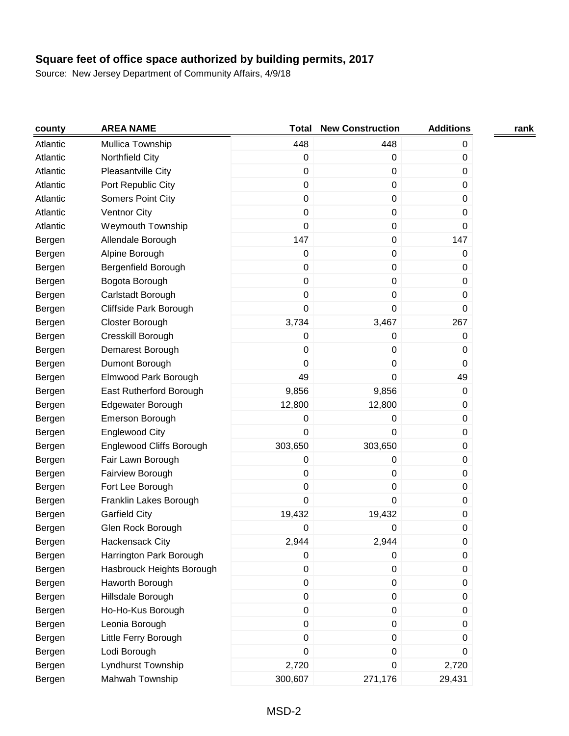**Square feet of office space authorized by building permits, 2017**

Source: New Jersey Department of Community Affairs, 4/9/18

| county | AREA NAME | Total | New Construction | Additions | rank |
|---|---|---|---|---|---|
| Atlantic | Mullica Township | 448 | 448 | 0 | |
| Atlantic | Northfield City | 0 | 0 | 0 | |
| Atlantic | Pleasantville City | 0 | 0 | 0 | |
| Atlantic | Port Republic City | 0 | 0 | 0 | |
| Atlantic | Somers Point City | 0 | 0 | 0 | |
| Atlantic | Ventnor City | 0 | 0 | 0 | |
| Atlantic | Weymouth Township | 0 | 0 | 0 | |
| Bergen | Allendale Borough | 147 | 0 | 147 | |
| Bergen | Alpine Borough | 0 | 0 | 0 | |
| Bergen | Bergenfield Borough | 0 | 0 | 0 | |
| Bergen | Bogota Borough | 0 | 0 | 0 | |
| Bergen | Carlstadt Borough | 0 | 0 | 0 | |
| Bergen | Cliffside Park Borough | 0 | 0 | 0 | |
| Bergen | Closter Borough | 3,734 | 3,467 | 267 | |
| Bergen | Cresskill Borough | 0 | 0 | 0 | |
| Bergen | Demarest Borough | 0 | 0 | 0 | |
| Bergen | Dumont Borough | 0 | 0 | 0 | |
| Bergen | Elmwood Park Borough | 49 | 0 | 49 | |
| Bergen | East Rutherford Borough | 9,856 | 9,856 | 0 | |
| Bergen | Edgewater Borough | 12,800 | 12,800 | 0 | |
| Bergen | Emerson Borough | 0 | 0 | 0 | |
| Bergen | Englewood City | 0 | 0 | 0 | |
| Bergen | Englewood Cliffs Borough | 303,650 | 303,650 | 0 | |
| Bergen | Fair Lawn Borough | 0 | 0 | 0 | |
| Bergen | Fairview Borough | 0 | 0 | 0 | |
| Bergen | Fort Lee Borough | 0 | 0 | 0 | |
| Bergen | Franklin Lakes Borough | 0 | 0 | 0 | |
| Bergen | Garfield City | 19,432 | 19,432 | 0 | |
| Bergen | Glen Rock Borough | 0 | 0 | 0 | |
| Bergen | Hackensack City | 2,944 | 2,944 | 0 | |
| Bergen | Harrington Park Borough | 0 | 0 | 0 | |
| Bergen | Hasbrouck Heights Borough | 0 | 0 | 0 | |
| Bergen | Haworth Borough | 0 | 0 | 0 | |
| Bergen | Hillsdale Borough | 0 | 0 | 0 | |
| Bergen | Ho-Ho-Kus Borough | 0 | 0 | 0 | |
| Bergen | Leonia Borough | 0 | 0 | 0 | |
| Bergen | Little Ferry Borough | 0 | 0 | 0 | |
| Bergen | Lodi Borough | 0 | 0 | 0 | |
| Bergen | Lyndhurst Township | 2,720 | 0 | 2,720 | |
| Bergen | Mahwah Township | 300,607 | 271,176 | 29,431 | |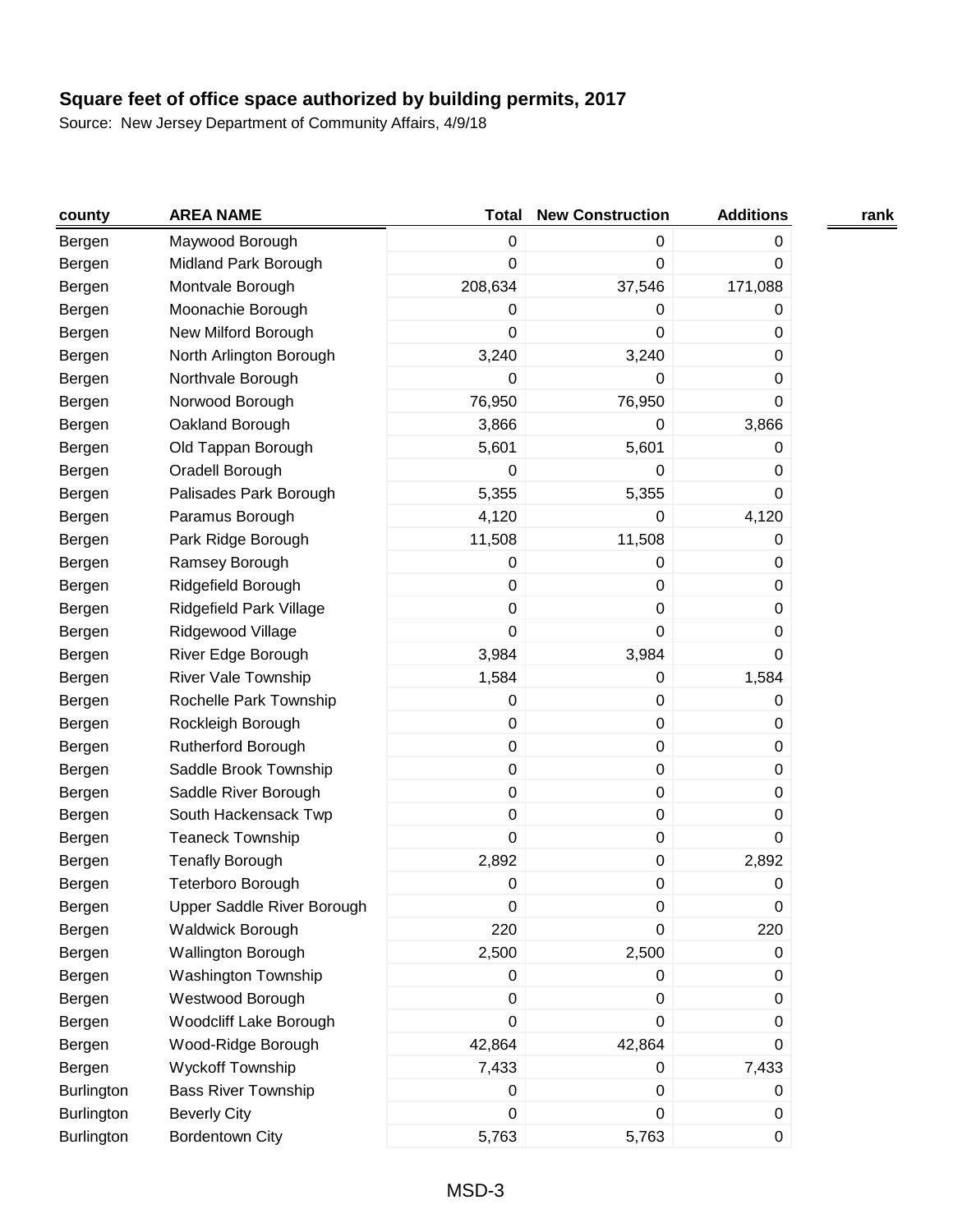**Square feet of office space authorized by building permits, 2017**

Source: New Jersey Department of Community Affairs, 4/9/18

| county | AREA NAME | Total | New Construction | Additions | rank |
|---|---|---|---|---|---|
| Bergen | Maywood Borough | 0 | 0 | 0 | |
| Bergen | Midland Park Borough | 0 | 0 | 0 | |
| Bergen | Montvale Borough | 208,634 | 37,546 | 171,088 | |
| Bergen | Moonachie Borough | 0 | 0 | 0 | |
| Bergen | New Milford Borough | 0 | 0 | 0 | |
| Bergen | North Arlington Borough | 3,240 | 3,240 | 0 | |
| Bergen | Northvale Borough | 0 | 0 | 0 | |
| Bergen | Norwood Borough | 76,950 | 76,950 | 0 | |
| Bergen | Oakland Borough | 3,866 | 0 | 3,866 | |
| Bergen | Old Tappan Borough | 5,601 | 5,601 | 0 | |
| Bergen | Oradell Borough | 0 | 0 | 0 | |
| Bergen | Palisades Park Borough | 5,355 | 5,355 | 0 | |
| Bergen | Paramus Borough | 4,120 | 0 | 4,120 | |
| Bergen | Park Ridge Borough | 11,508 | 11,508 | 0 | |
| Bergen | Ramsey Borough | 0 | 0 | 0 | |
| Bergen | Ridgefield Borough | 0 | 0 | 0 | |
| Bergen | Ridgefield Park Village | 0 | 0 | 0 | |
| Bergen | Ridgewood Village | 0 | 0 | 0 | |
| Bergen | River Edge Borough | 3,984 | 3,984 | 0 | |
| Bergen | River Vale Township | 1,584 | 0 | 1,584 | |
| Bergen | Rochelle Park Township | 0 | 0 | 0 | |
| Bergen | Rockleigh Borough | 0 | 0 | 0 | |
| Bergen | Rutherford Borough | 0 | 0 | 0 | |
| Bergen | Saddle Brook Township | 0 | 0 | 0 | |
| Bergen | Saddle River Borough | 0 | 0 | 0 | |
| Bergen | South Hackensack Twp | 0 | 0 | 0 | |
| Bergen | Teaneck Township | 0 | 0 | 0 | |
| Bergen | Tenafly Borough | 2,892 | 0 | 2,892 | |
| Bergen | Teterboro Borough | 0 | 0 | 0 | |
| Bergen | Upper Saddle River Borough | 0 | 0 | 0 | |
| Bergen | Waldwick Borough | 220 | 0 | 220 | |
| Bergen | Wallington Borough | 2,500 | 2,500 | 0 | |
| Bergen | Washington Township | 0 | 0 | 0 | |
| Bergen | Westwood Borough | 0 | 0 | 0 | |
| Bergen | Woodcliff Lake Borough | 0 | 0 | 0 | |
| Bergen | Wood-Ridge Borough | 42,864 | 42,864 | 0 | |
| Bergen | Wyckoff Township | 7,433 | 0 | 7,433 | |
| Burlington | Bass River Township | 0 | 0 | 0 | |
| Burlington | Beverly City | 0 | 0 | 0 | |
| Burlington | Bordentown City | 5,763 | 5,763 | 0 | |

MSD-3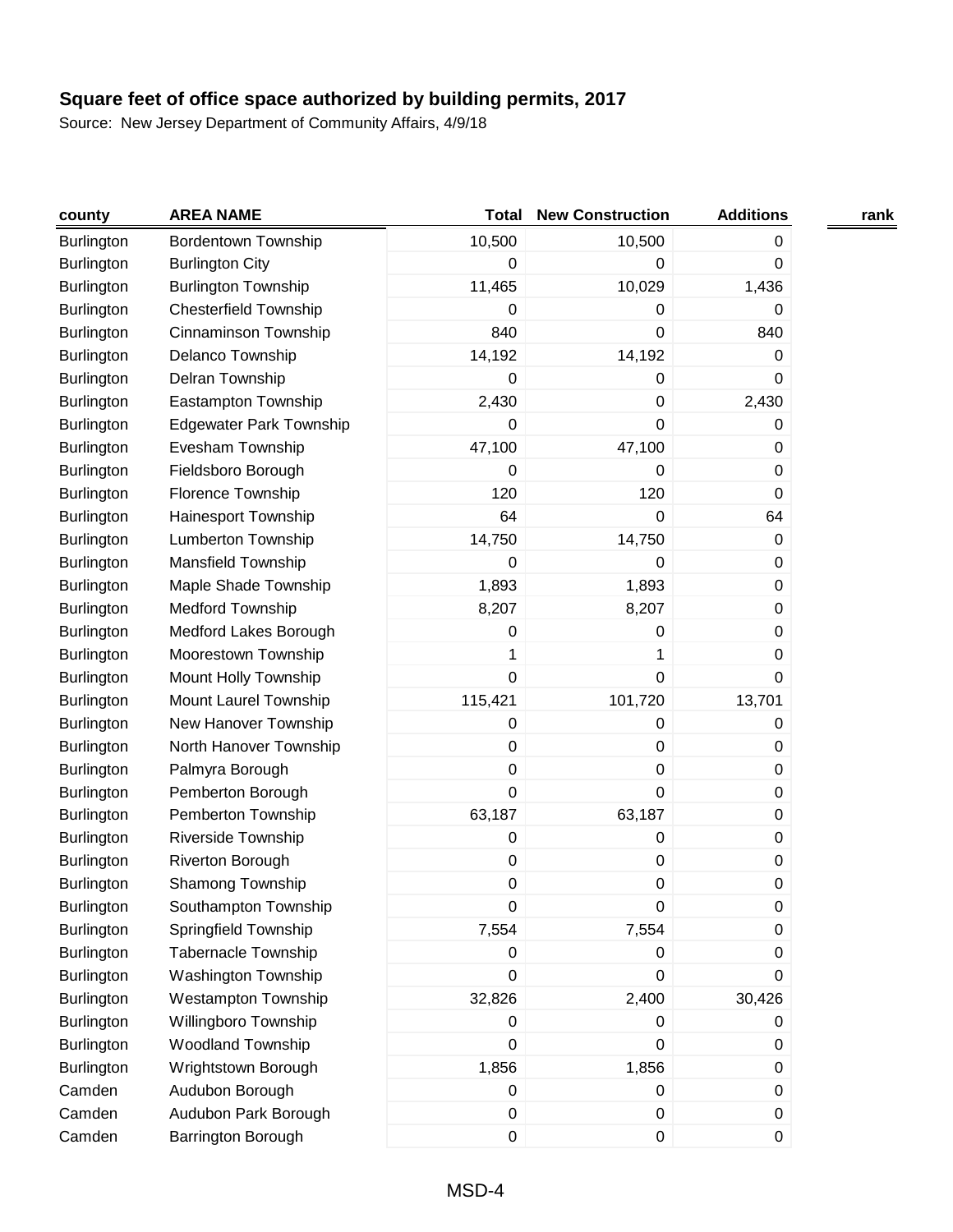**Square feet of office space authorized by building permits, 2017**

Source: New Jersey Department of Community Affairs, 4/9/18

| county | AREA NAME | Total | New Construction | Additions | rank |
|---|---|---|---|---|---|
| Burlington | Bordentown Township | 10,500 | 10,500 | 0 | |
| Burlington | Burlington City | 0 | 0 | 0 | |
| Burlington | Burlington Township | 11,465 | 10,029 | 1,436 | |
| Burlington | Chesterfield Township | 0 | 0 | 0 | |
| Burlington | Cinnaminson Township | 840 | 0 | 840 | |
| Burlington | Delanco Township | 14,192 | 14,192 | 0 | |
| Burlington | Delran Township | 0 | 0 | 0 | |
| Burlington | Eastampton Township | 2,430 | 0 | 2,430 | |
| Burlington | Edgewater Park Township | 0 | 0 | 0 | |
| Burlington | Evesham Township | 47,100 | 47,100 | 0 | |
| Burlington | Fieldsboro Borough | 0 | 0 | 0 | |
| Burlington | Florence Township | 120 | 120 | 0 | |
| Burlington | Hainesport Township | 64 | 0 | 64 | |
| Burlington | Lumberton Township | 14,750 | 14,750 | 0 | |
| Burlington | Mansfield Township | 0 | 0 | 0 | |
| Burlington | Maple Shade Township | 1,893 | 1,893 | 0 | |
| Burlington | Medford Township | 8,207 | 8,207 | 0 | |
| Burlington | Medford Lakes Borough | 0 | 0 | 0 | |
| Burlington | Moorestown Township | 1 | 1 | 0 | |
| Burlington | Mount Holly Township | 0 | 0 | 0 | |
| Burlington | Mount Laurel Township | 115,421 | 101,720 | 13,701 | |
| Burlington | New Hanover Township | 0 | 0 | 0 | |
| Burlington | North Hanover Township | 0 | 0 | 0 | |
| Burlington | Palmyra Borough | 0 | 0 | 0 | |
| Burlington | Pemberton Borough | 0 | 0 | 0 | |
| Burlington | Pemberton Township | 63,187 | 63,187 | 0 | |
| Burlington | Riverside Township | 0 | 0 | 0 | |
| Burlington | Riverton Borough | 0 | 0 | 0 | |
| Burlington | Shamong Township | 0 | 0 | 0 | |
| Burlington | Southampton Township | 0 | 0 | 0 | |
| Burlington | Springfield Township | 7,554 | 7,554 | 0 | |
| Burlington | Tabernacle Township | 0 | 0 | 0 | |
| Burlington | Washington Township | 0 | 0 | 0 | |
| Burlington | Westampton Township | 32,826 | 2,400 | 30,426 | |
| Burlington | Willingboro Township | 0 | 0 | 0 | |
| Burlington | Woodland Township | 0 | 0 | 0 | |
| Burlington | Wrightstown Borough | 1,856 | 1,856 | 0 | |
| Camden | Audubon Borough | 0 | 0 | 0 | |
| Camden | Audubon Park Borough | 0 | 0 | 0 | |
| Camden | Barrington Borough | 0 | 0 | 0 | |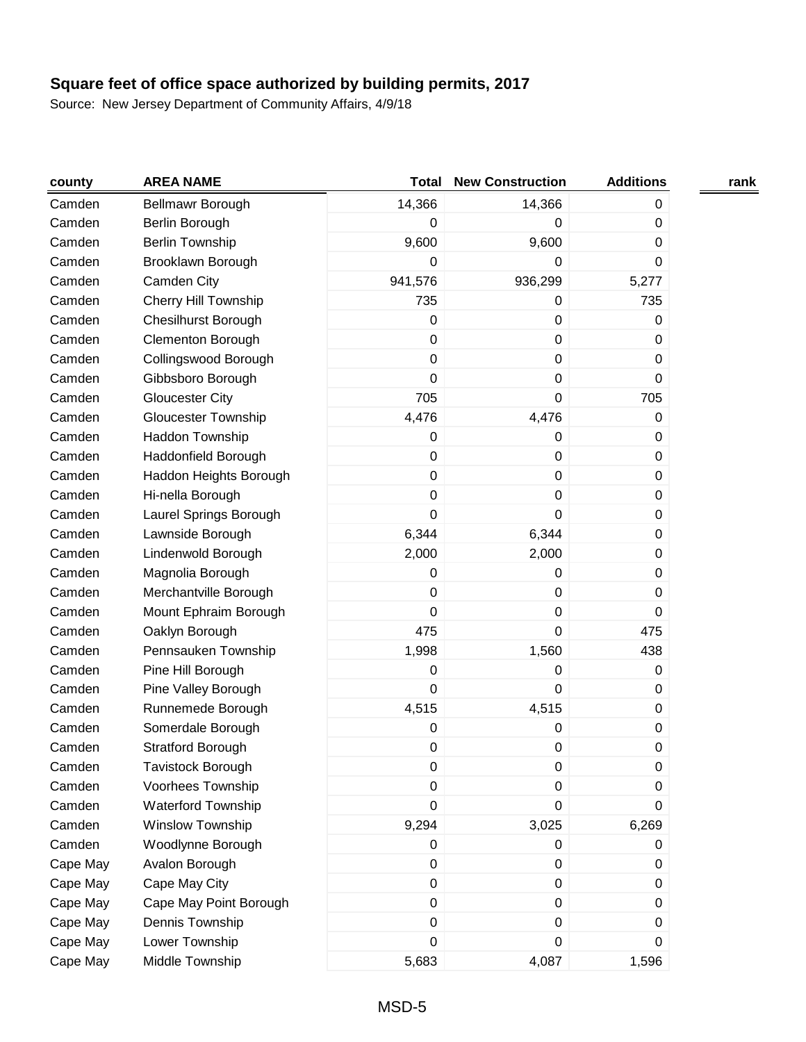# Square feet of office space authorized by building permits, 2017

Source: New Jersey Department of Community Affairs, 4/9/18

| county | AREA NAME | Total | New Construction | Additions | rank |
|---|---|---|---|---|---|
| Camden | Bellmawr Borough | 14,366 | 14,366 | 0 | |
| Camden | Berlin Borough | 0 | 0 | 0 | |
| Camden | Berlin Township | 9,600 | 9,600 | 0 | |
| Camden | Brooklawn Borough | 0 | 0 | 0 | |
| Camden | Camden City | 941,576 | 936,299 | 5,277 | |
| Camden | Cherry Hill Township | 735 | 0 | 735 | |
| Camden | Chesilhurst Borough | 0 | 0 | 0 | |
| Camden | Clementon Borough | 0 | 0 | 0 | |
| Camden | Collingswood Borough | 0 | 0 | 0 | |
| Camden | Gibbsboro Borough | 0 | 0 | 0 | |
| Camden | Gloucester City | 705 | 0 | 705 | |
| Camden | Gloucester Township | 4,476 | 4,476 | 0 | |
| Camden | Haddon Township | 0 | 0 | 0 | |
| Camden | Haddonfield Borough | 0 | 0 | 0 | |
| Camden | Haddon Heights Borough | 0 | 0 | 0 | |
| Camden | Hi-nella Borough | 0 | 0 | 0 | |
| Camden | Laurel Springs Borough | 0 | 0 | 0 | |
| Camden | Lawnside Borough | 6,344 | 6,344 | 0 | |
| Camden | Lindenwold Borough | 2,000 | 2,000 | 0 | |
| Camden | Magnolia Borough | 0 | 0 | 0 | |
| Camden | Merchantville Borough | 0 | 0 | 0 | |
| Camden | Mount Ephraim Borough | 0 | 0 | 0 | |
| Camden | Oaklyn Borough | 475 | 0 | 475 | |
| Camden | Pennsauken Township | 1,998 | 1,560 | 438 | |
| Camden | Pine Hill Borough | 0 | 0 | 0 | |
| Camden | Pine Valley Borough | 0 | 0 | 0 | |
| Camden | Runnemede Borough | 4,515 | 4,515 | 0 | |
| Camden | Somerdale Borough | 0 | 0 | 0 | |
| Camden | Stratford Borough | 0 | 0 | 0 | |
| Camden | Tavistock Borough | 0 | 0 | 0 | |
| Camden | Voorhees Township | 0 | 0 | 0 | |
| Camden | Waterford Township | 0 | 0 | 0 | |
| Camden | Winslow Township | 9,294 | 3,025 | 6,269 | |
| Camden | Woodlynne Borough | 0 | 0 | 0 | |
| Cape May | Avalon Borough | 0 | 0 | 0 | |
| Cape May | Cape May City | 0 | 0 | 0 | |
| Cape May | Cape May Point Borough | 0 | 0 | 0 | |
| Cape May | Dennis Township | 0 | 0 | 0 | |
| Cape May | Lower Township | 0 | 0 | 0 | |
| Cape May | Middle Township | 5,683 | 4,087 | 1,596 | |

MSD-5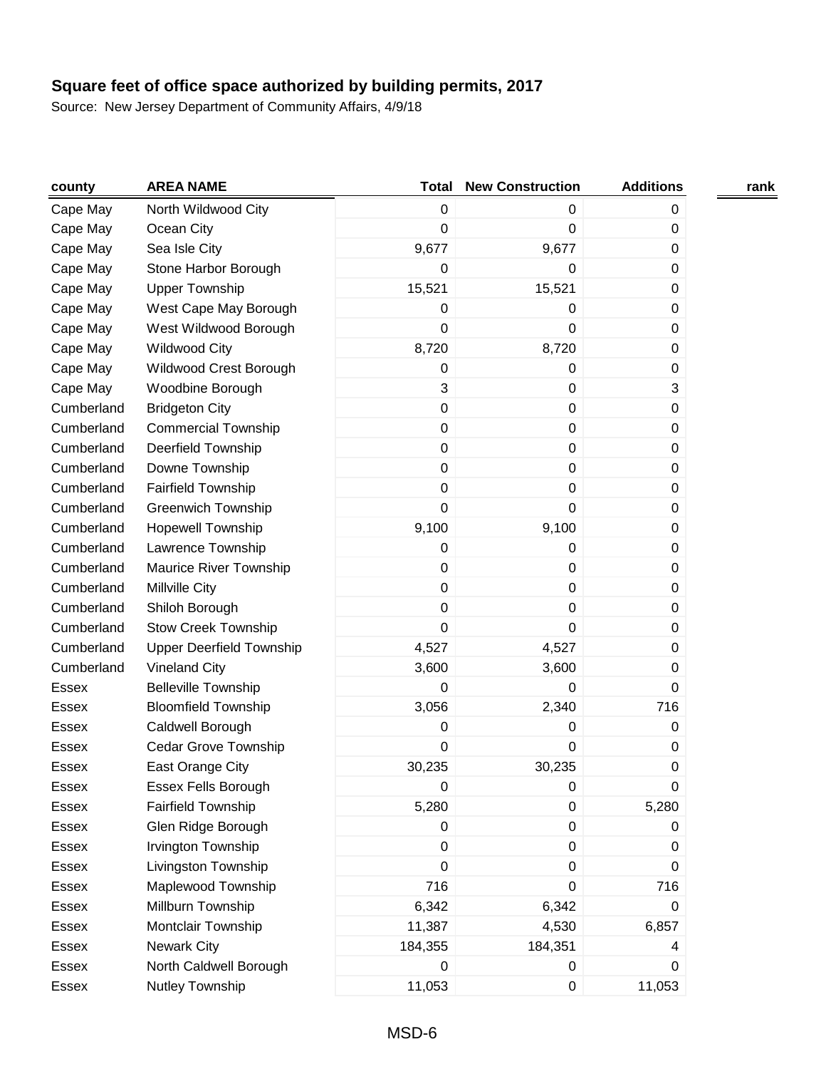## Square feet of office space authorized by building permits, 2017

Source: New Jersey Department of Community Affairs, 4/9/18

| county | AREA NAME | Total | New Construction | Additions | rank |
|---|---|---|---|---|---|
| Cape May | North Wildwood City | 0 | 0 | 0 | |
| Cape May | Ocean City | 0 | 0 | 0 | |
| Cape May | Sea Isle City | 9,677 | 9,677 | 0 | |
| Cape May | Stone Harbor Borough | 0 | 0 | 0 | |
| Cape May | Upper Township | 15,521 | 15,521 | 0 | |
| Cape May | West Cape May Borough | 0 | 0 | 0 | |
| Cape May | West Wildwood Borough | 0 | 0 | 0 | |
| Cape May | Wildwood City | 8,720 | 8,720 | 0 | |
| Cape May | Wildwood Crest Borough | 0 | 0 | 0 | |
| Cape May | Woodbine Borough | 3 | 0 | 3 | |
| Cumberland | Bridgeton City | 0 | 0 | 0 | |
| Cumberland | Commercial Township | 0 | 0 | 0 | |
| Cumberland | Deerfield Township | 0 | 0 | 0 | |
| Cumberland | Downe Township | 0 | 0 | 0 | |
| Cumberland | Fairfield Township | 0 | 0 | 0 | |
| Cumberland | Greenwich Township | 0 | 0 | 0 | |
| Cumberland | Hopewell Township | 9,100 | 9,100 | 0 | |
| Cumberland | Lawrence Township | 0 | 0 | 0 | |
| Cumberland | Maurice River Township | 0 | 0 | 0 | |
| Cumberland | Millville City | 0 | 0 | 0 | |
| Cumberland | Shiloh Borough | 0 | 0 | 0 | |
| Cumberland | Stow Creek Township | 0 | 0 | 0 | |
| Cumberland | Upper Deerfield Township | 4,527 | 4,527 | 0 | |
| Cumberland | Vineland City | 3,600 | 3,600 | 0 | |
| Essex | Belleville Township | 0 | 0 | 0 | |
| Essex | Bloomfield Township | 3,056 | 2,340 | 716 | |
| Essex | Caldwell Borough | 0 | 0 | 0 | |
| Essex | Cedar Grove Township | 0 | 0 | 0 | |
| Essex | East Orange City | 30,235 | 30,235 | 0 | |
| Essex | Essex Fells Borough | 0 | 0 | 0 | |
| Essex | Fairfield Township | 5,280 | 0 | 5,280 | |
| Essex | Glen Ridge Borough | 0 | 0 | 0 | |
| Essex | Irvington Township | 0 | 0 | 0 | |
| Essex | Livingston Township | 0 | 0 | 0 | |
| Essex | Maplewood Township | 716 | 0 | 716 | |
| Essex | Millburn Township | 6,342 | 6,342 | 0 | |
| Essex | Montclair Township | 11,387 | 4,530 | 6,857 | |
| Essex | Newark City | 184,355 | 184,351 | 4 | |
| Essex | North Caldwell Borough | 0 | 0 | 0 | |
| Essex | Nutley Township | 11,053 | 0 | 11,053 | |

MSD-6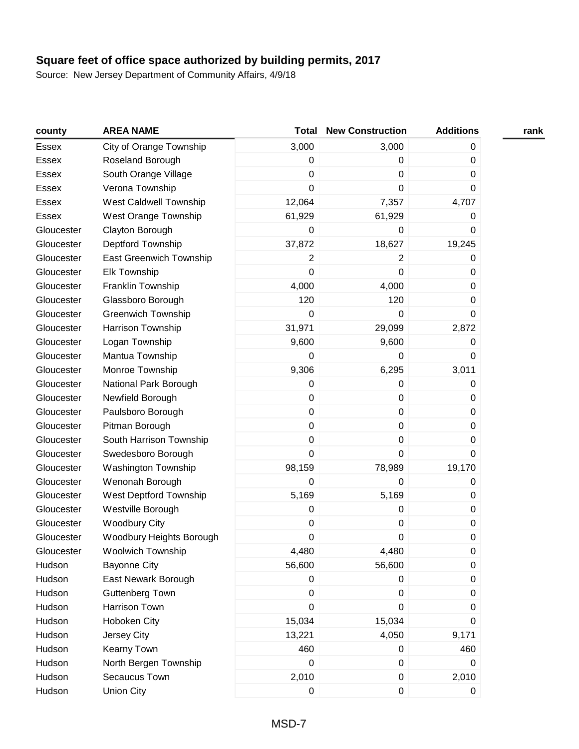## Square feet of office space authorized by building permits, 2017

Source: New Jersey Department of Community Affairs, 4/9/18

| county | AREA NAME | Total | New Construction | Additions | rank |
|---|---|---|---|---|---|
| Essex | City of Orange Township | 3,000 | 3,000 | 0 | |
| Essex | Roseland Borough | 0 | 0 | 0 | |
| Essex | South Orange Village | 0 | 0 | 0 | |
| Essex | Verona Township | 0 | 0 | 0 | |
| Essex | West Caldwell Township | 12,064 | 7,357 | 4,707 | |
| Essex | West Orange Township | 61,929 | 61,929 | 0 | |
| Gloucester | Clayton Borough | 0 | 0 | 0 | |
| Gloucester | Deptford Township | 37,872 | 18,627 | 19,245 | |
| Gloucester | East Greenwich Township | 2 | 2 | 0 | |
| Gloucester | Elk Township | 0 | 0 | 0 | |
| Gloucester | Franklin Township | 4,000 | 4,000 | 0 | |
| Gloucester | Glassboro Borough | 120 | 120 | 0 | |
| Gloucester | Greenwich Township | 0 | 0 | 0 | |
| Gloucester | Harrison Township | 31,971 | 29,099 | 2,872 | |
| Gloucester | Logan Township | 9,600 | 9,600 | 0 | |
| Gloucester | Mantua Township | 0 | 0 | 0 | |
| Gloucester | Monroe Township | 9,306 | 6,295 | 3,011 | |
| Gloucester | National Park Borough | 0 | 0 | 0 | |
| Gloucester | Newfield Borough | 0 | 0 | 0 | |
| Gloucester | Paulsboro Borough | 0 | 0 | 0 | |
| Gloucester | Pitman Borough | 0 | 0 | 0 | |
| Gloucester | South Harrison Township | 0 | 0 | 0 | |
| Gloucester | Swedesboro Borough | 0 | 0 | 0 | |
| Gloucester | Washington Township | 98,159 | 78,989 | 19,170 | |
| Gloucester | Wenonah Borough | 0 | 0 | 0 | |
| Gloucester | West Deptford Township | 5,169 | 5,169 | 0 | |
| Gloucester | Westville Borough | 0 | 0 | 0 | |
| Gloucester | Woodbury City | 0 | 0 | 0 | |
| Gloucester | Woodbury Heights Borough | 0 | 0 | 0 | |
| Gloucester | Woolwich Township | 4,480 | 4,480 | 0 | |
| Hudson | Bayonne City | 56,600 | 56,600 | 0 | |
| Hudson | East Newark Borough | 0 | 0 | 0 | |
| Hudson | Guttenberg Town | 0 | 0 | 0 | |
| Hudson | Harrison Town | 0 | 0 | 0 | |
| Hudson | Hoboken City | 15,034 | 15,034 | 0 | |
| Hudson | Jersey City | 13,221 | 4,050 | 9,171 | |
| Hudson | Kearny Town | 460 | 0 | 460 | |
| Hudson | North Bergen Township | 0 | 0 | 0 | |
| Hudson | Secaucus Town | 2,010 | 0 | 2,010 | |
| Hudson | Union City | 0 | 0 | 0 | |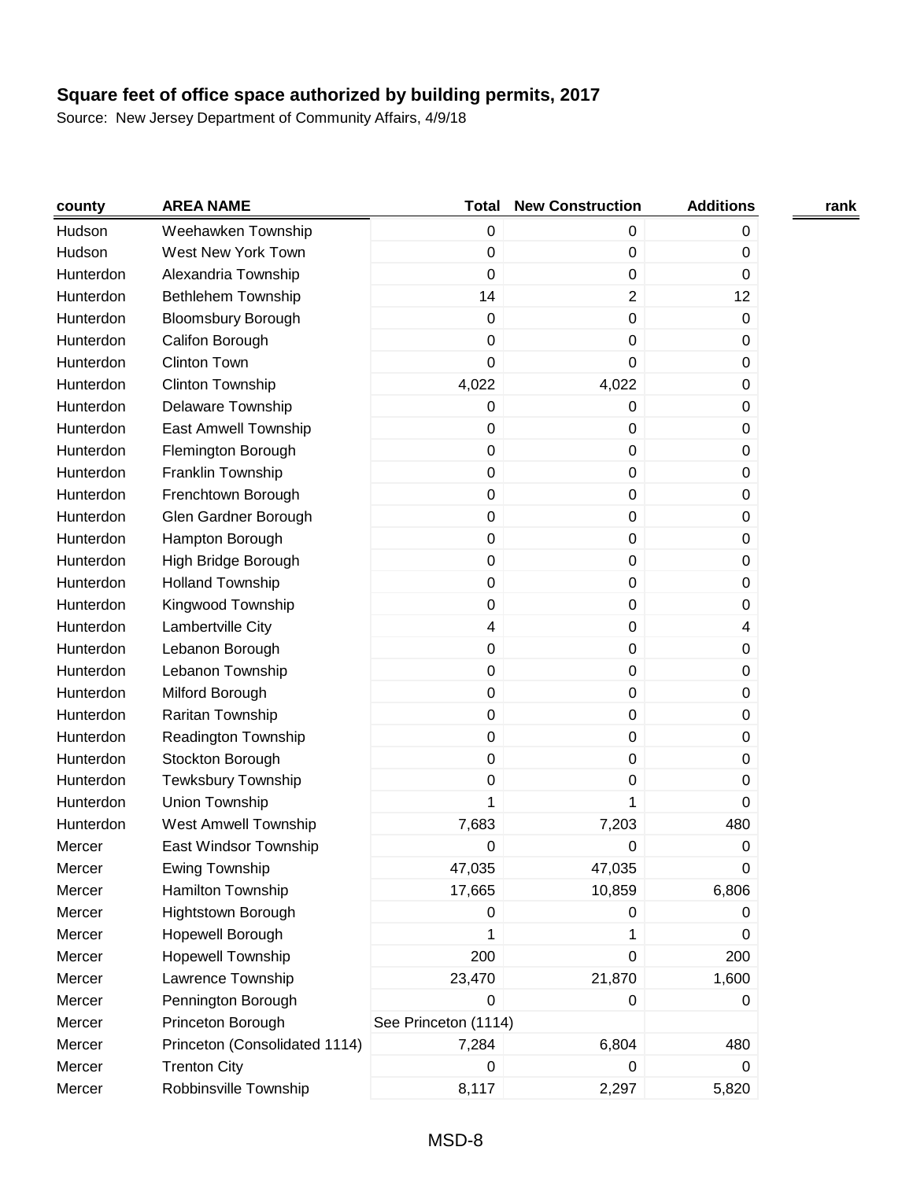# Square feet of office space authorized by building permits, 2017

Source: New Jersey Department of Community Affairs, 4/9/18

| county | AREA NAME | Total | New Construction | Additions | rank |
|---|---|---|---|---|---|
| Hudson | Weehawken Township | 0 | 0 | 0 | |
| Hudson | West New York Town | 0 | 0 | 0 | |
| Hunterdon | Alexandria Township | 0 | 0 | 0 | |
| Hunterdon | Bethlehem Township | 14 | 2 | 12 | |
| Hunterdon | Bloomsbury Borough | 0 | 0 | 0 | |
| Hunterdon | Califon Borough | 0 | 0 | 0 | |
| Hunterdon | Clinton Town | 0 | 0 | 0 | |
| Hunterdon | Clinton Township | 4,022 | 4,022 | 0 | |
| Hunterdon | Delaware Township | 0 | 0 | 0 | |
| Hunterdon | East Amwell Township | 0 | 0 | 0 | |
| Hunterdon | Flemington Borough | 0 | 0 | 0 | |
| Hunterdon | Franklin Township | 0 | 0 | 0 | |
| Hunterdon | Frenchtown Borough | 0 | 0 | 0 | |
| Hunterdon | Glen Gardner Borough | 0 | 0 | 0 | |
| Hunterdon | Hampton Borough | 0 | 0 | 0 | |
| Hunterdon | High Bridge Borough | 0 | 0 | 0 | |
| Hunterdon | Holland Township | 0 | 0 | 0 | |
| Hunterdon | Kingwood Township | 0 | 0 | 0 | |
| Hunterdon | Lambertville City | 4 | 0 | 4 | |
| Hunterdon | Lebanon Borough | 0 | 0 | 0 | |
| Hunterdon | Lebanon Township | 0 | 0 | 0 | |
| Hunterdon | Milford Borough | 0 | 0 | 0 | |
| Hunterdon | Raritan Township | 0 | 0 | 0 | |
| Hunterdon | Readington Township | 0 | 0 | 0 | |
| Hunterdon | Stockton Borough | 0 | 0 | 0 | |
| Hunterdon | Tewksbury Township | 0 | 0 | 0 | |
| Hunterdon | Union Township | 1 | 1 | 0 | |
| Hunterdon | West Amwell Township | 7,683 | 7,203 | 480 | |
| Mercer | East Windsor Township | 0 | 0 | 0 | |
| Mercer | Ewing Township | 47,035 | 47,035 | 0 | |
| Mercer | Hamilton Township | 17,665 | 10,859 | 6,806 | |
| Mercer | Hightstown Borough | 0 | 0 | 0 | |
| Mercer | Hopewell Borough | 1 | 1 | 0 | |
| Mercer | Hopewell Township | 200 | 0 | 200 | |
| Mercer | Lawrence Township | 23,470 | 21,870 | 1,600 | |
| Mercer | Pennington Borough | 0 | 0 | 0 | |
| Mercer | Princeton Borough | See Princeton (1114) | | | |
| Mercer | Princeton (Consolidated 1114) | 7,284 | 6,804 | 480 | |
| Mercer | Trenton City | 0 | 0 | 0 | |
| Mercer | Robbinsville Township | 8,117 | 2,297 | 5,820 | |

MSD-8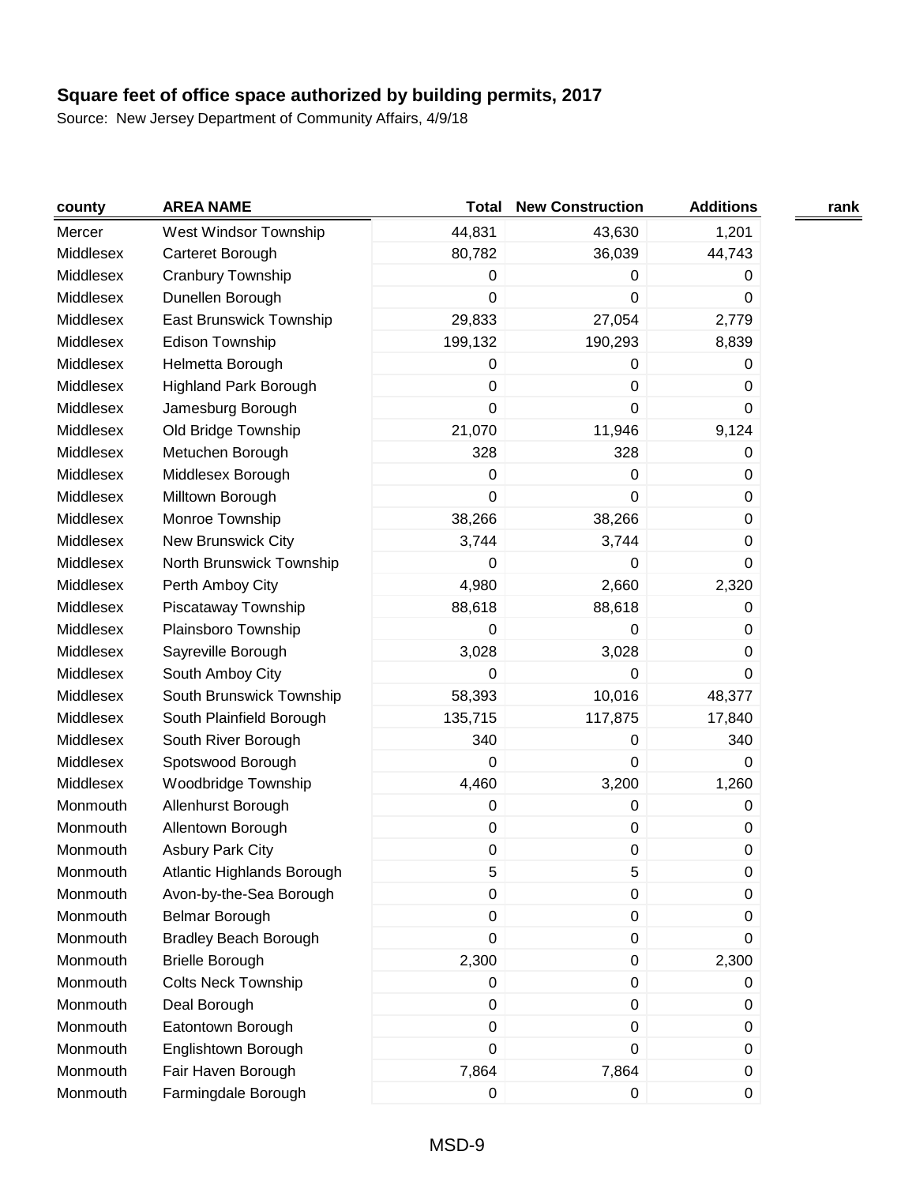**Square feet of office space authorized by building permits, 2017**

Source: New Jersey Department of Community Affairs, 4/9/18

| county | AREA NAME | Total | New Construction | Additions | rank |
|---|---|---|---|---|---|
| Mercer | West Windsor Township | 44,831 | 43,630 | 1,201 | |
| Middlesex | Carteret Borough | 80,782 | 36,039 | 44,743 | |
| Middlesex | Cranbury Township | 0 | 0 | 0 | |
| Middlesex | Dunellen Borough | 0 | 0 | 0 | |
| Middlesex | East Brunswick Township | 29,833 | 27,054 | 2,779 | |
| Middlesex | Edison Township | 199,132 | 190,293 | 8,839 | |
| Middlesex | Helmetta Borough | 0 | 0 | 0 | |
| Middlesex | Highland Park Borough | 0 | 0 | 0 | |
| Middlesex | Jamesburg Borough | 0 | 0 | 0 | |
| Middlesex | Old Bridge Township | 21,070 | 11,946 | 9,124 | |
| Middlesex | Metuchen Borough | 328 | 328 | 0 | |
| Middlesex | Middlesex Borough | 0 | 0 | 0 | |
| Middlesex | Milltown Borough | 0 | 0 | 0 | |
| Middlesex | Monroe Township | 38,266 | 38,266 | 0 | |
| Middlesex | New Brunswick City | 3,744 | 3,744 | 0 | |
| Middlesex | North Brunswick Township | 0 | 0 | 0 | |
| Middlesex | Perth Amboy City | 4,980 | 2,660 | 2,320 | |
| Middlesex | Piscataway Township | 88,618 | 88,618 | 0 | |
| Middlesex | Plainsboro Township | 0 | 0 | 0 | |
| Middlesex | Sayreville Borough | 3,028 | 3,028 | 0 | |
| Middlesex | South Amboy City | 0 | 0 | 0 | |
| Middlesex | South Brunswick Township | 58,393 | 10,016 | 48,377 | |
| Middlesex | South Plainfield Borough | 135,715 | 117,875 | 17,840 | |
| Middlesex | South River Borough | 340 | 0 | 340 | |
| Middlesex | Spotswood Borough | 0 | 0 | 0 | |
| Middlesex | Woodbridge Township | 4,460 | 3,200 | 1,260 | |
| Monmouth | Allenhurst Borough | 0 | 0 | 0 | |
| Monmouth | Allentown Borough | 0 | 0 | 0 | |
| Monmouth | Asbury Park City | 0 | 0 | 0 | |
| Monmouth | Atlantic Highlands Borough | 5 | 5 | 0 | |
| Monmouth | Avon-by-the-Sea Borough | 0 | 0 | 0 | |
| Monmouth | Belmar Borough | 0 | 0 | 0 | |
| Monmouth | Bradley Beach Borough | 0 | 0 | 0 | |
| Monmouth | Brielle Borough | 2,300 | 0 | 2,300 | |
| Monmouth | Colts Neck Township | 0 | 0 | 0 | |
| Monmouth | Deal Borough | 0 | 0 | 0 | |
| Monmouth | Eatontown Borough | 0 | 0 | 0 | |
| Monmouth | Englishtown Borough | 0 | 0 | 0 | |
| Monmouth | Fair Haven Borough | 7,864 | 7,864 | 0 | |
| Monmouth | Farmingdale Borough | 0 | 0 | 0 | |

MSD-9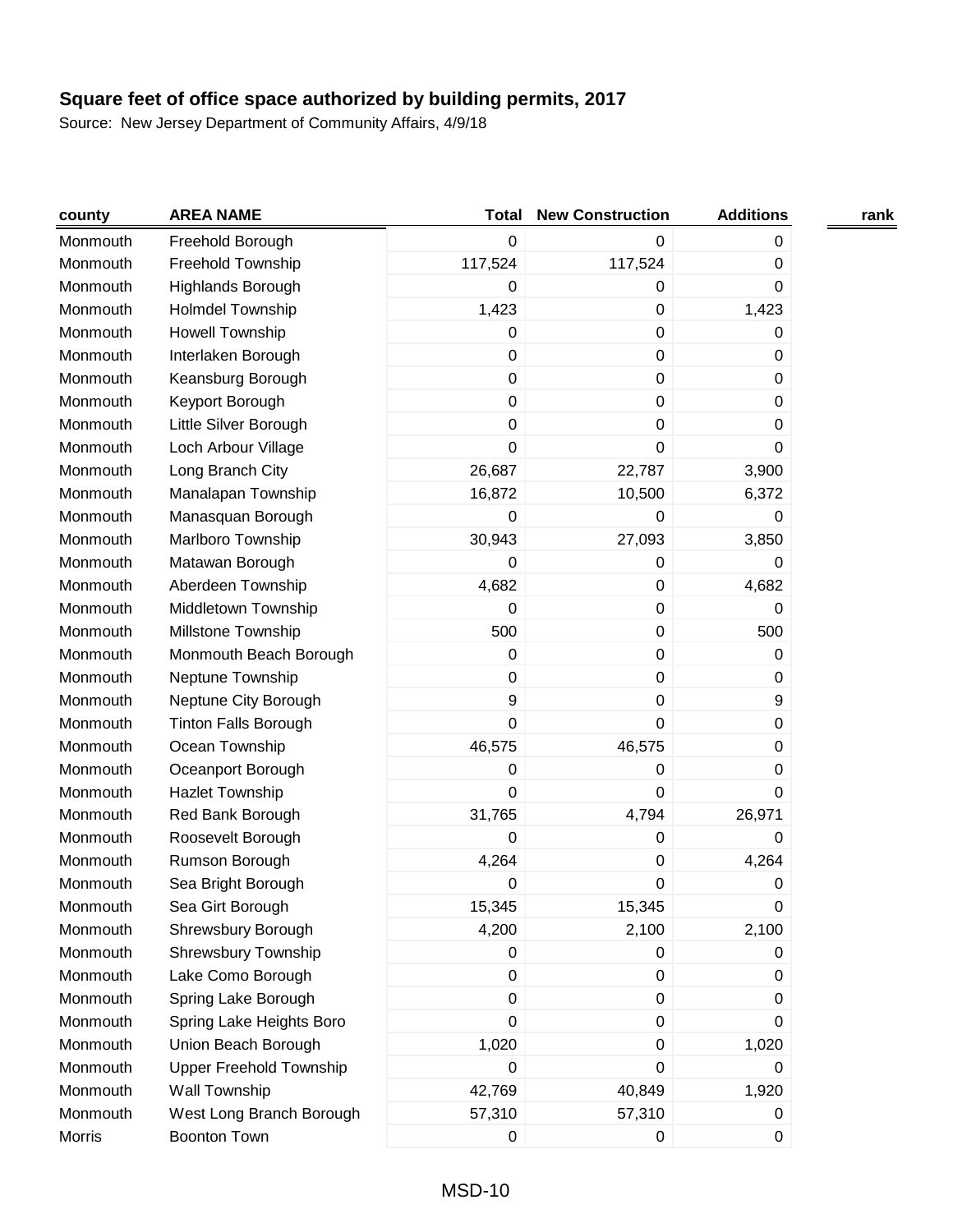**Square feet of office space authorized by building permits, 2017**

Source: New Jersey Department of Community Affairs, 4/9/18

| county | AREA NAME | Total | New Construction | Additions | rank |
|---|---|---|---|---|---|
| Monmouth | Freehold Borough | 0 | 0 | 0 | |
| Monmouth | Freehold Township | 117,524 | 117,524 | 0 | |
| Monmouth | Highlands Borough | 0 | 0 | 0 | |
| Monmouth | Holmdel Township | 1,423 | 0 | 1,423 | |
| Monmouth | Howell Township | 0 | 0 | 0 | |
| Monmouth | Interlaken Borough | 0 | 0 | 0 | |
| Monmouth | Keansburg Borough | 0 | 0 | 0 | |
| Monmouth | Keyport Borough | 0 | 0 | 0 | |
| Monmouth | Little Silver Borough | 0 | 0 | 0 | |
| Monmouth | Loch Arbour Village | 0 | 0 | 0 | |
| Monmouth | Long Branch City | 26,687 | 22,787 | 3,900 | |
| Monmouth | Manalapan Township | 16,872 | 10,500 | 6,372 | |
| Monmouth | Manasquan Borough | 0 | 0 | 0 | |
| Monmouth | Marlboro Township | 30,943 | 27,093 | 3,850 | |
| Monmouth | Matawan Borough | 0 | 0 | 0 | |
| Monmouth | Aberdeen Township | 4,682 | 0 | 4,682 | |
| Monmouth | Middletown Township | 0 | 0 | 0 | |
| Monmouth | Millstone Township | 500 | 0 | 500 | |
| Monmouth | Monmouth Beach Borough | 0 | 0 | 0 | |
| Monmouth | Neptune Township | 0 | 0 | 0 | |
| Monmouth | Neptune City Borough | 9 | 0 | 9 | |
| Monmouth | Tinton Falls Borough | 0 | 0 | 0 | |
| Monmouth | Ocean Township | 46,575 | 46,575 | 0 | |
| Monmouth | Oceanport Borough | 0 | 0 | 0 | |
| Monmouth | Hazlet Township | 0 | 0 | 0 | |
| Monmouth | Red Bank Borough | 31,765 | 4,794 | 26,971 | |
| Monmouth | Roosevelt Borough | 0 | 0 | 0 | |
| Monmouth | Rumson Borough | 4,264 | 0 | 4,264 | |
| Monmouth | Sea Bright Borough | 0 | 0 | 0 | |
| Monmouth | Sea Girt Borough | 15,345 | 15,345 | 0 | |
| Monmouth | Shrewsbury Borough | 4,200 | 2,100 | 2,100 | |
| Monmouth | Shrewsbury Township | 0 | 0 | 0 | |
| Monmouth | Lake Como Borough | 0 | 0 | 0 | |
| Monmouth | Spring Lake Borough | 0 | 0 | 0 | |
| Monmouth | Spring Lake Heights Boro | 0 | 0 | 0 | |
| Monmouth | Union Beach Borough | 1,020 | 0 | 1,020 | |
| Monmouth | Upper Freehold Township | 0 | 0 | 0 | |
| Monmouth | Wall Township | 42,769 | 40,849 | 1,920 | |
| Monmouth | West Long Branch Borough | 57,310 | 57,310 | 0 | |
| Morris | Boonton Town | 0 | 0 | 0 | |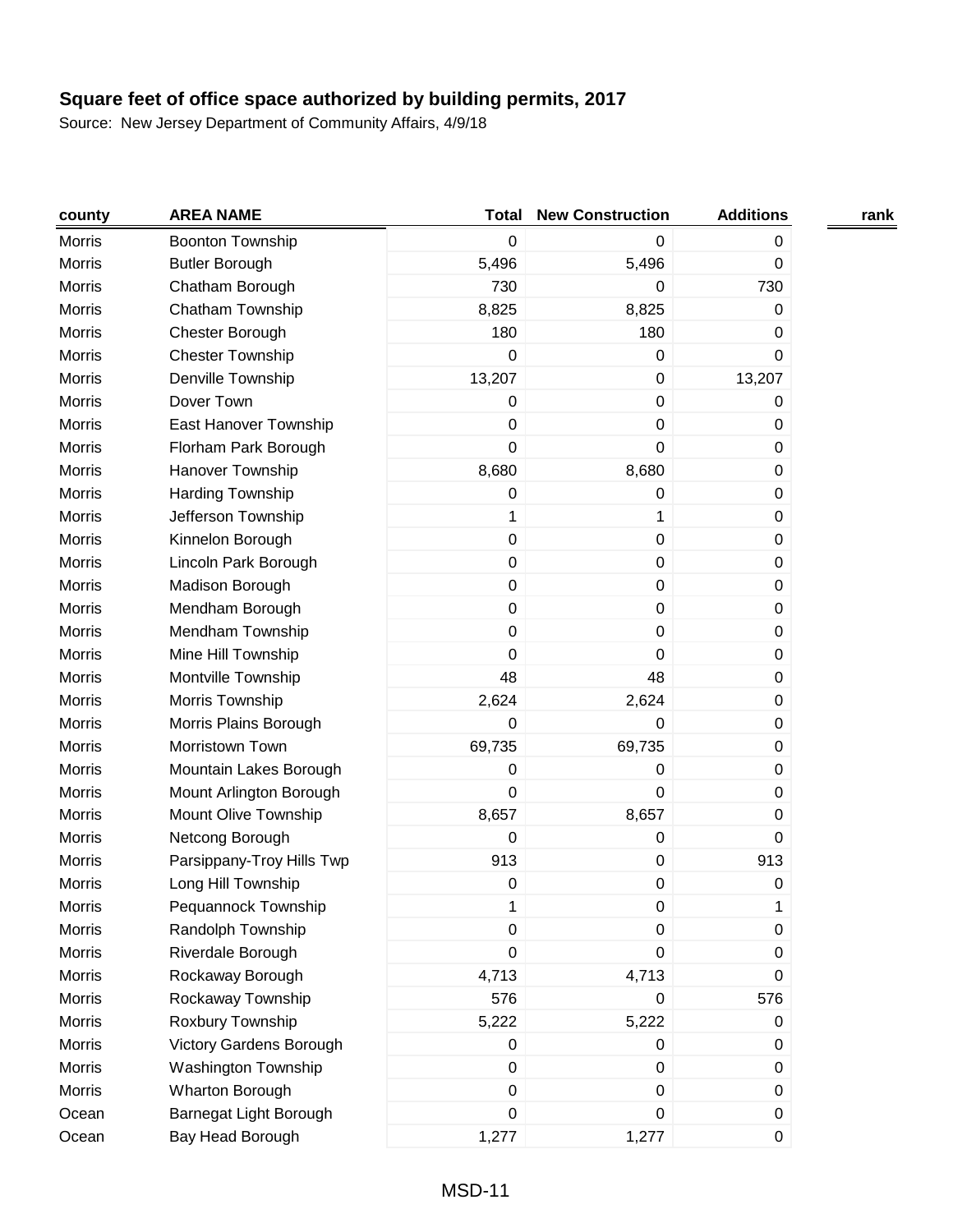## Square feet of office space authorized by building permits, 2017

Source: New Jersey Department of Community Affairs, 4/9/18

| county | AREA NAME | Total | New Construction | Additions | rank |
|---|---|---|---|---|---|
| Morris | Boonton Township | 0 | 0 | 0 | |
| Morris | Butler Borough | 5,496 | 5,496 | 0 | |
| Morris | Chatham Borough | 730 | 0 | 730 | |
| Morris | Chatham Township | 8,825 | 8,825 | 0 | |
| Morris | Chester Borough | 180 | 180 | 0 | |
| Morris | Chester Township | 0 | 0 | 0 | |
| Morris | Denville Township | 13,207 | 0 | 13,207 | |
| Morris | Dover Town | 0 | 0 | 0 | |
| Morris | East Hanover Township | 0 | 0 | 0 | |
| Morris | Florham Park Borough | 0 | 0 | 0 | |
| Morris | Hanover Township | 8,680 | 8,680 | 0 | |
| Morris | Harding Township | 0 | 0 | 0 | |
| Morris | Jefferson Township | 1 | 1 | 0 | |
| Morris | Kinnelon Borough | 0 | 0 | 0 | |
| Morris | Lincoln Park Borough | 0 | 0 | 0 | |
| Morris | Madison Borough | 0 | 0 | 0 | |
| Morris | Mendham Borough | 0 | 0 | 0 | |
| Morris | Mendham Township | 0 | 0 | 0 | |
| Morris | Mine Hill Township | 0 | 0 | 0 | |
| Morris | Montville Township | 48 | 48 | 0 | |
| Morris | Morris Township | 2,624 | 2,624 | 0 | |
| Morris | Morris Plains Borough | 0 | 0 | 0 | |
| Morris | Morristown Town | 69,735 | 69,735 | 0 | |
| Morris | Mountain Lakes Borough | 0 | 0 | 0 | |
| Morris | Mount Arlington Borough | 0 | 0 | 0 | |
| Morris | Mount Olive Township | 8,657 | 8,657 | 0 | |
| Morris | Netcong Borough | 0 | 0 | 0 | |
| Morris | Parsippany-Troy Hills Twp | 913 | 0 | 913 | |
| Morris | Long Hill Township | 0 | 0 | 0 | |
| Morris | Pequannock Township | 1 | 0 | 1 | |
| Morris | Randolph Township | 0 | 0 | 0 | |
| Morris | Riverdale Borough | 0 | 0 | 0 | |
| Morris | Rockaway Borough | 4,713 | 4,713 | 0 | |
| Morris | Rockaway Township | 576 | 0 | 576 | |
| Morris | Roxbury Township | 5,222 | 5,222 | 0 | |
| Morris | Victory Gardens Borough | 0 | 0 | 0 | |
| Morris | Washington Township | 0 | 0 | 0 | |
| Morris | Wharton Borough | 0 | 0 | 0 | |
| Ocean | Barnegat Light Borough | 0 | 0 | 0 | |
| Ocean | Bay Head Borough | 1,277 | 1,277 | 0 | |

MSD-11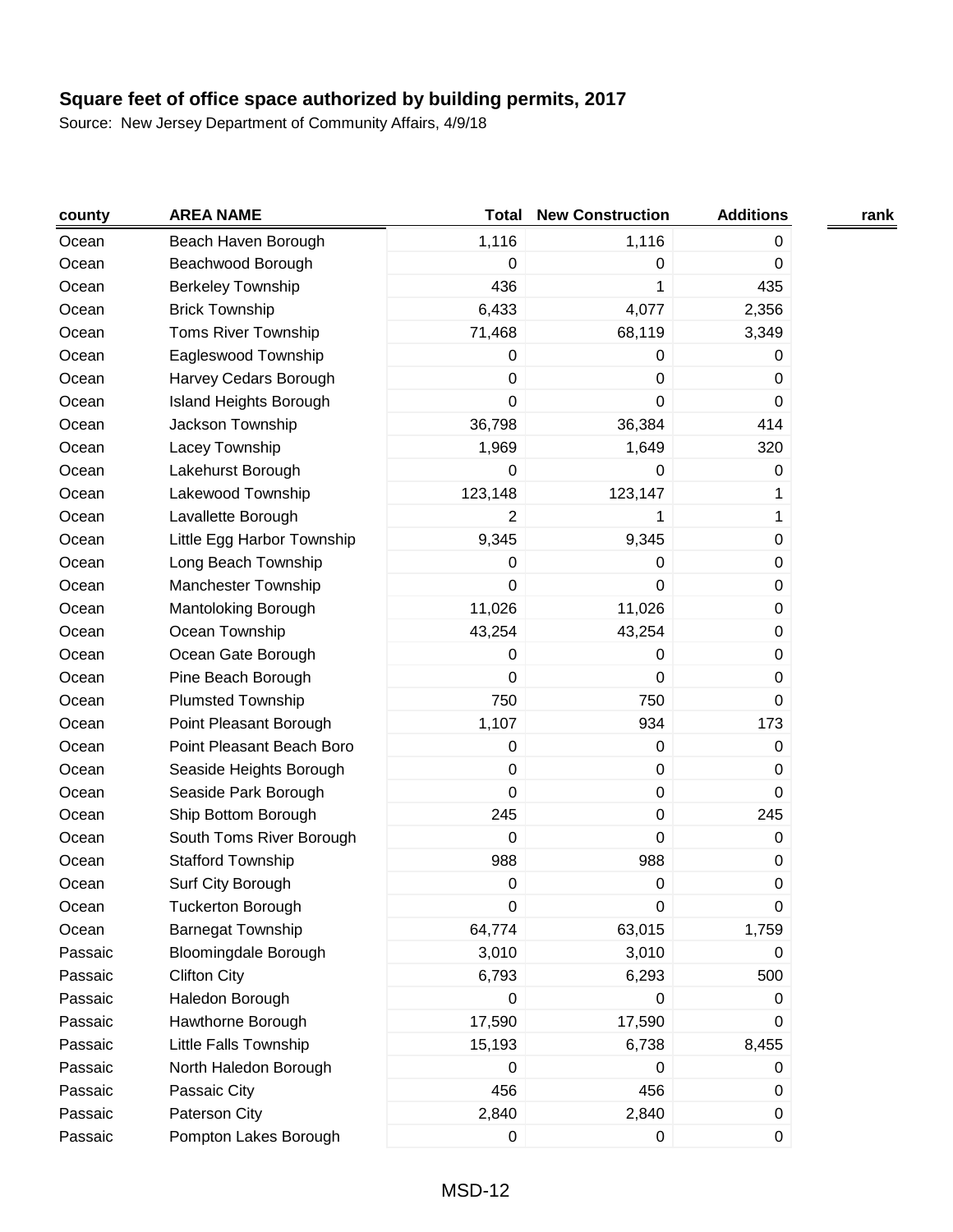**Square feet of office space authorized by building permits, 2017**

Source: New Jersey Department of Community Affairs, 4/9/18

| county | AREA NAME | Total | New Construction | Additions | rank |
|---|---|---|---|---|---|
| Ocean | Beach Haven Borough | 1,116 | 1,116 | 0 | |
| Ocean | Beachwood Borough | 0 | 0 | 0 | |
| Ocean | Berkeley Township | 436 | 1 | 435 | |
| Ocean | Brick Township | 6,433 | 4,077 | 2,356 | |
| Ocean | Toms River Township | 71,468 | 68,119 | 3,349 | |
| Ocean | Eagleswood Township | 0 | 0 | 0 | |
| Ocean | Harvey Cedars Borough | 0 | 0 | 0 | |
| Ocean | Island Heights Borough | 0 | 0 | 0 | |
| Ocean | Jackson Township | 36,798 | 36,384 | 414 | |
| Ocean | Lacey Township | 1,969 | 1,649 | 320 | |
| Ocean | Lakehurst Borough | 0 | 0 | 0 | |
| Ocean | Lakewood Township | 123,148 | 123,147 | 1 | |
| Ocean | Lavallette Borough | 2 | 1 | 1 | |
| Ocean | Little Egg Harbor Township | 9,345 | 9,345 | 0 | |
| Ocean | Long Beach Township | 0 | 0 | 0 | |
| Ocean | Manchester Township | 0 | 0 | 0 | |
| Ocean | Mantoloking Borough | 11,026 | 11,026 | 0 | |
| Ocean | Ocean Township | 43,254 | 43,254 | 0 | |
| Ocean | Ocean Gate Borough | 0 | 0 | 0 | |
| Ocean | Pine Beach Borough | 0 | 0 | 0 | |
| Ocean | Plumsted Township | 750 | 750 | 0 | |
| Ocean | Point Pleasant Borough | 1,107 | 934 | 173 | |
| Ocean | Point Pleasant Beach Boro | 0 | 0 | 0 | |
| Ocean | Seaside Heights Borough | 0 | 0 | 0 | |
| Ocean | Seaside Park Borough | 0 | 0 | 0 | |
| Ocean | Ship Bottom Borough | 245 | 0 | 245 | |
| Ocean | South Toms River Borough | 0 | 0 | 0 | |
| Ocean | Stafford Township | 988 | 988 | 0 | |
| Ocean | Surf City Borough | 0 | 0 | 0 | |
| Ocean | Tuckerton Borough | 0 | 0 | 0 | |
| Ocean | Barnegat Township | 64,774 | 63,015 | 1,759 | |
| Passaic | Bloomingdale Borough | 3,010 | 3,010 | 0 | |
| Passaic | Clifton City | 6,793 | 6,293 | 500 | |
| Passaic | Haledon Borough | 0 | 0 | 0 | |
| Passaic | Hawthorne Borough | 17,590 | 17,590 | 0 | |
| Passaic | Little Falls Township | 15,193 | 6,738 | 8,455 | |
| Passaic | North Haledon Borough | 0 | 0 | 0 | |
| Passaic | Passaic City | 456 | 456 | 0 | |
| Passaic | Paterson City | 2,840 | 2,840 | 0 | |
| Passaic | Pompton Lakes Borough | 0 | 0 | 0 | |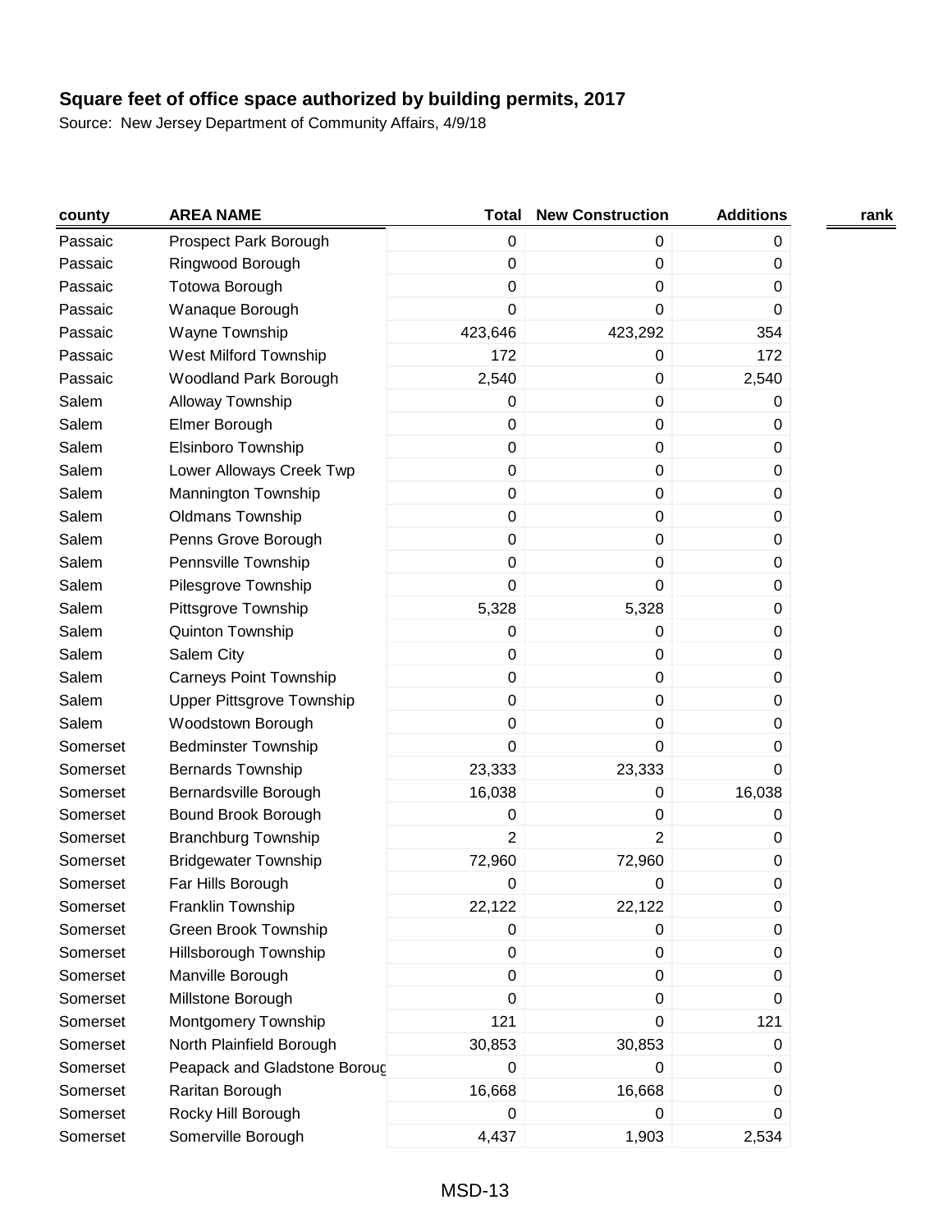**Square feet of office space authorized by building permits, 2017**

Source: New Jersey Department of Community Affairs, 4/9/18

| county | AREA NAME | Total | New Construction | Additions | rank |
|---|---|---|---|---|---|
| Passaic | Prospect Park Borough | 0 | 0 | 0 | |
| Passaic | Ringwood Borough | 0 | 0 | 0 | |
| Passaic | Totowa Borough | 0 | 0 | 0 | |
| Passaic | Wanaque Borough | 0 | 0 | 0 | |
| Passaic | Wayne Township | 423,646 | 423,292 | 354 | |
| Passaic | West Milford Township | 172 | 0 | 172 | |
| Passaic | Woodland Park Borough | 2,540 | 0 | 2,540 | |
| Salem | Alloway Township | 0 | 0 | 0 | |
| Salem | Elmer Borough | 0 | 0 | 0 | |
| Salem | Elsinboro Township | 0 | 0 | 0 | |
| Salem | Lower Alloways Creek Twp | 0 | 0 | 0 | |
| Salem | Mannington Township | 0 | 0 | 0 | |
| Salem | Oldmans Township | 0 | 0 | 0 | |
| Salem | Penns Grove Borough | 0 | 0 | 0 | |
| Salem | Pennsville Township | 0 | 0 | 0 | |
| Salem | Pilesgrove Township | 0 | 0 | 0 | |
| Salem | Pittsgrove Township | 5,328 | 5,328 | 0 | |
| Salem | Quinton Township | 0 | 0 | 0 | |
| Salem | Salem City | 0 | 0 | 0 | |
| Salem | Carneys Point Township | 0 | 0 | 0 | |
| Salem | Upper Pittsgrove Township | 0 | 0 | 0 | |
| Salem | Woodstown Borough | 0 | 0 | 0 | |
| Somerset | Bedminster Township | 0 | 0 | 0 | |
| Somerset | Bernards Township | 23,333 | 23,333 | 0 | |
| Somerset | Bernardsville Borough | 16,038 | 0 | 16,038 | |
| Somerset | Bound Brook Borough | 0 | 0 | 0 | |
| Somerset | Branchburg Township | 2 | 2 | 0 | |
| Somerset | Bridgewater Township | 72,960 | 72,960 | 0 | |
| Somerset | Far Hills Borough | 0 | 0 | 0 | |
| Somerset | Franklin Township | 22,122 | 22,122 | 0 | |
| Somerset | Green Brook Township | 0 | 0 | 0 | |
| Somerset | Hillsborough Township | 0 | 0 | 0 | |
| Somerset | Manville Borough | 0 | 0 | 0 | |
| Somerset | Millstone Borough | 0 | 0 | 0 | |
| Somerset | Montgomery Township | 121 | 0 | 121 | |
| Somerset | North Plainfield Borough | 30,853 | 30,853 | 0 | |
| Somerset | Peapack and Gladstone Boroug | 0 | 0 | 0 | |
| Somerset | Raritan Borough | 16,668 | 16,668 | 0 | |
| Somerset | Rocky Hill Borough | 0 | 0 | 0 | |
| Somerset | Somerville Borough | 4,437 | 1,903 | 2,534 | |

MSD-13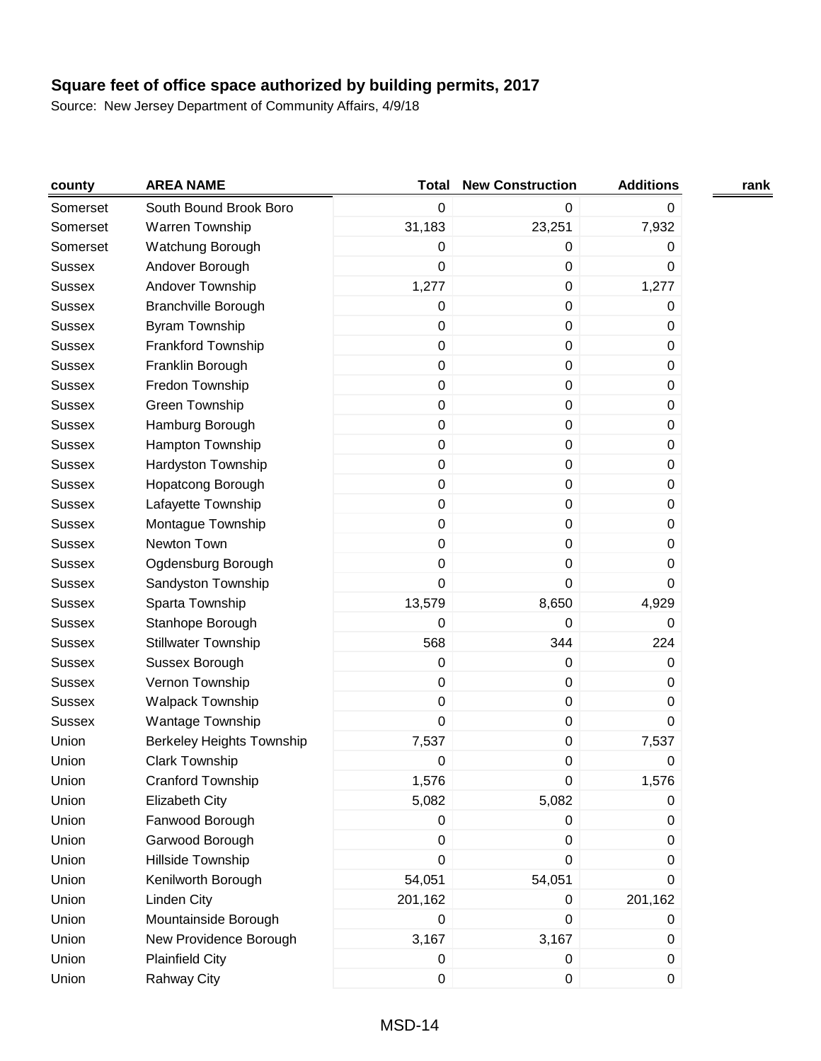## Square feet of office space authorized by building permits, 2017

Source: New Jersey Department of Community Affairs, 4/9/18

| county | AREA NAME | Total | New Construction | Additions | rank |
|---|---|---|---|---|---|
| Somerset | South Bound Brook Boro | 0 | 0 | 0 | |
| Somerset | Warren Township | 31,183 | 23,251 | 7,932 | |
| Somerset | Watchung Borough | 0 | 0 | 0 | |
| Sussex | Andover Borough | 0 | 0 | 0 | |
| Sussex | Andover Township | 1,277 | 0 | 1,277 | |
| Sussex | Branchville Borough | 0 | 0 | 0 | |
| Sussex | Byram Township | 0 | 0 | 0 | |
| Sussex | Frankford Township | 0 | 0 | 0 | |
| Sussex | Franklin Borough | 0 | 0 | 0 | |
| Sussex | Fredon Township | 0 | 0 | 0 | |
| Sussex | Green Township | 0 | 0 | 0 | |
| Sussex | Hamburg Borough | 0 | 0 | 0 | |
| Sussex | Hampton Township | 0 | 0 | 0 | |
| Sussex | Hardyston Township | 0 | 0 | 0 | |
| Sussex | Hopatcong Borough | 0 | 0 | 0 | |
| Sussex | Lafayette Township | 0 | 0 | 0 | |
| Sussex | Montague Township | 0 | 0 | 0 | |
| Sussex | Newton Town | 0 | 0 | 0 | |
| Sussex | Ogdensburg Borough | 0 | 0 | 0 | |
| Sussex | Sandyston Township | 0 | 0 | 0 | |
| Sussex | Sparta Township | 13,579 | 8,650 | 4,929 | |
| Sussex | Stanhope Borough | 0 | 0 | 0 | |
| Sussex | Stillwater Township | 568 | 344 | 224 | |
| Sussex | Sussex Borough | 0 | 0 | 0 | |
| Sussex | Vernon Township | 0 | 0 | 0 | |
| Sussex | Walpack Township | 0 | 0 | 0 | |
| Sussex | Wantage Township | 0 | 0 | 0 | |
| Union | Berkeley Heights Township | 7,537 | 0 | 7,537 | |
| Union | Clark Township | 0 | 0 | 0 | |
| Union | Cranford Township | 1,576 | 0 | 1,576 | |
| Union | Elizabeth City | 5,082 | 5,082 | 0 | |
| Union | Fanwood Borough | 0 | 0 | 0 | |
| Union | Garwood Borough | 0 | 0 | 0 | |
| Union | Hillside Township | 0 | 0 | 0 | |
| Union | Kenilworth Borough | 54,051 | 54,051 | 0 | |
| Union | Linden City | 201,162 | 0 | 201,162 | |
| Union | Mountainside Borough | 0 | 0 | 0 | |
| Union | New Providence Borough | 3,167 | 3,167 | 0 | |
| Union | Plainfield City | 0 | 0 | 0 | |
| Union | Rahway City | 0 | 0 | 0 | |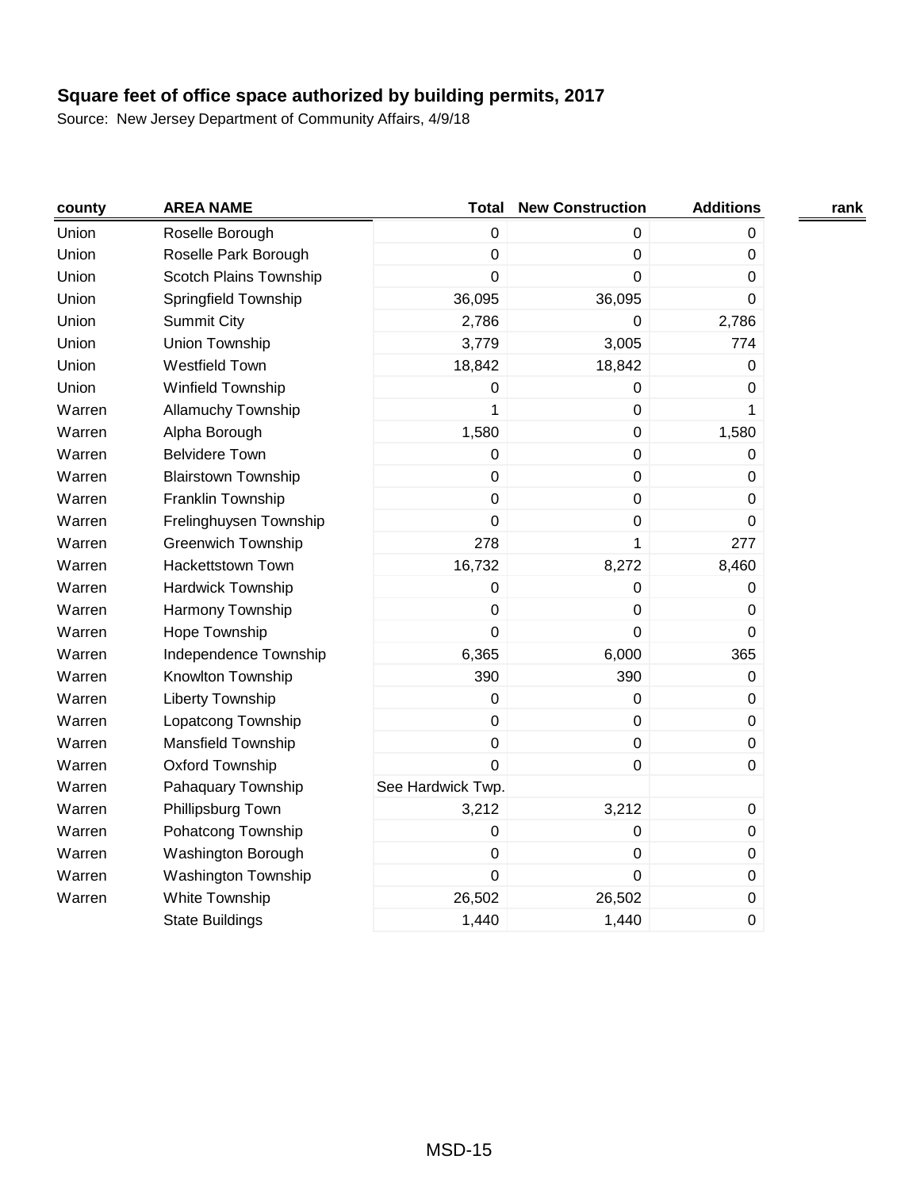**Square feet of office space authorized by building permits, 2017**

Source: New Jersey Department of Community Affairs, 4/9/18

| county | AREA NAME | Total | New Construction | Additions | rank |
|---|---|---|---|---|---|
| Union | Roselle Borough | 0 | 0 | 0 | |
| Union | Roselle Park Borough | 0 | 0 | 0 | |
| Union | Scotch Plains Township | 0 | 0 | 0 | |
| Union | Springfield Township | 36,095 | 36,095 | 0 | |
| Union | Summit City | 2,786 | 0 | 2,786 | |
| Union | Union Township | 3,779 | 3,005 | 774 | |
| Union | Westfield Town | 18,842 | 18,842 | 0 | |
| Union | Winfield Township | 0 | 0 | 0 | |
| Warren | Allamuchy Township | 1 | 0 | 1 | |
| Warren | Alpha Borough | 1,580 | 0 | 1,580 | |
| Warren | Belvidere Town | 0 | 0 | 0 | |
| Warren | Blairstown Township | 0 | 0 | 0 | |
| Warren | Franklin Township | 0 | 0 | 0 | |
| Warren | Frelinghuysen Township | 0 | 0 | 0 | |
| Warren | Greenwich Township | 278 | 1 | 277 | |
| Warren | Hackettstown Town | 16,732 | 8,272 | 8,460 | |
| Warren | Hardwick Township | 0 | 0 | 0 | |
| Warren | Harmony Township | 0 | 0 | 0 | |
| Warren | Hope Township | 0 | 0 | 0 | |
| Warren | Independence Township | 6,365 | 6,000 | 365 | |
| Warren | Knowlton Township | 390 | 390 | 0 | |
| Warren | Liberty Township | 0 | 0 | 0 | |
| Warren | Lopatcong Township | 0 | 0 | 0 | |
| Warren | Mansfield Township | 0 | 0 | 0 | |
| Warren | Oxford Township | 0 | 0 | 0 | |
| Warren | Pahaquary Township | See Hardwick Twp. | | | |
| Warren | Phillipsburg Town | 3,212 | 3,212 | 0 | |
| Warren | Pohatcong Township | 0 | 0 | 0 | |
| Warren | Washington Borough | 0 | 0 | 0 | |
| Warren | Washington Township | 0 | 0 | 0 | |
| Warren | White Township | 26,502 | 26,502 | 0 | |
| | State Buildings | 1,440 | 1,440 | 0 | |